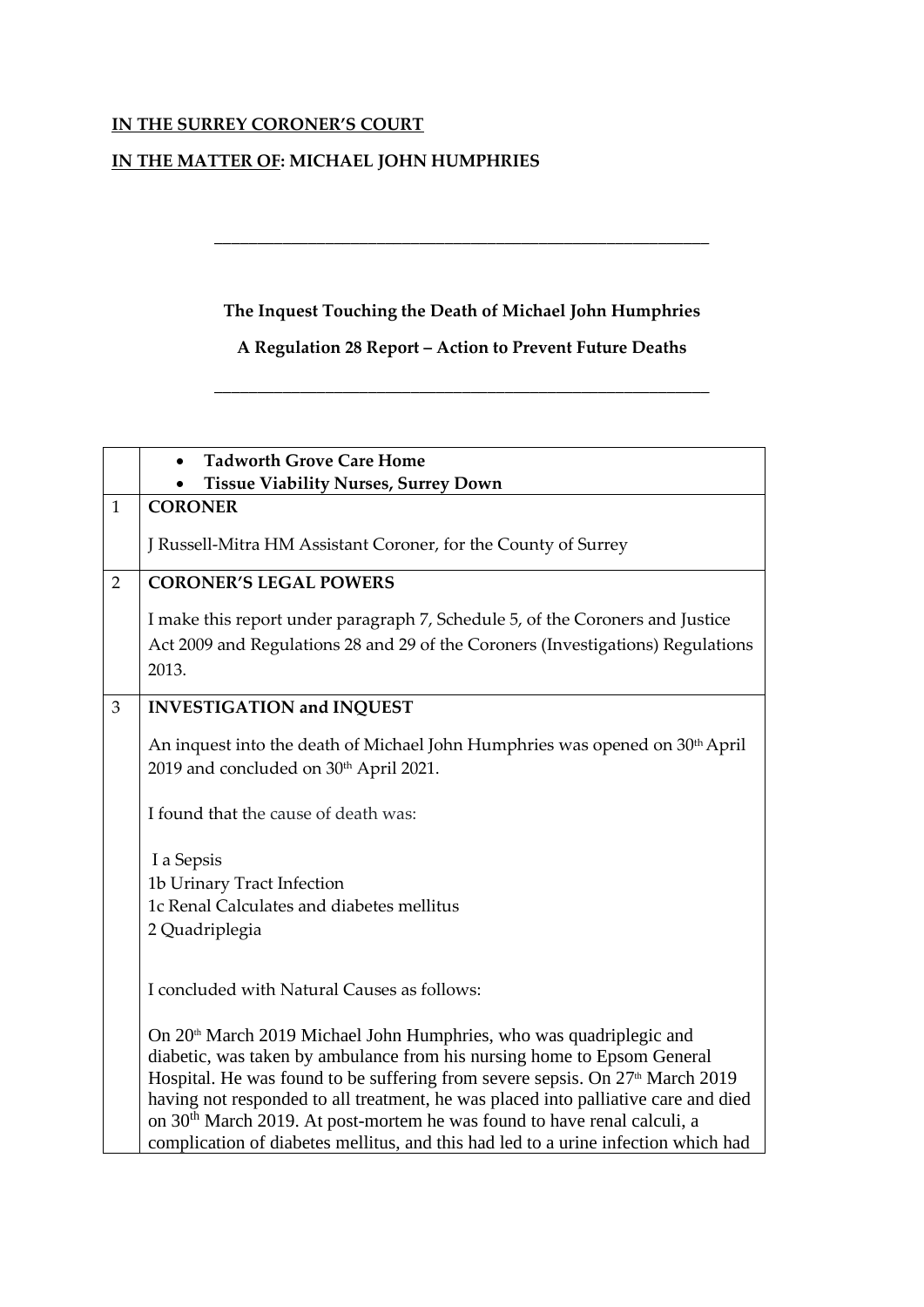**IN THE SURREY CORONER'S COURT**

**IN THE MATTER OF: MICHAEL JOHN HUMPHRIES**

---

**The Inquest Touching the Death of Michael John Humphries**

**A Regulation 28 Report – Action to Prevent Future Deaths**

---

| | <ul><li>**Tadworth Grove Care Home**</li><li>**Tissue Viability Nurses, Surrey Down**</li></ul> |
|---|---|
| 1 | **CORONER**<br><br>J Russell-Mitra HM Assistant Coroner, for the County of Surrey |
| 2 | **CORONER'S LEGAL POWERS**<br><br>I make this report under paragraph 7, Schedule 5, of the Coroners and Justice Act 2009 and Regulations 28 and 29 of the Coroners (Investigations) Regulations 2013. |
| 3 | **INVESTIGATION and INQUEST**<br><br>An inquest into the death of Michael John Humphries was opened on 30th April 2019 and concluded on 30th April 2021.<br><br>I found that the cause of death was:<br><br>I a Sepsis<br>1b Urinary Tract Infection<br>1c Renal Calculates and diabetes mellitus<br>2 Quadriplegia<br><br>I concluded with Natural Causes as follows:<br><br>On 20th March 2019 Michael John Humphries, who was quadriplegic and diabetic, was taken by ambulance from his nursing home to Epsom General Hospital. He was found to be suffering from severe sepsis. On 27th March 2019 having not responded to all treatment, he was placed into palliative care and died on 30th March 2019. At post-mortem he was found to have renal calculi, a complication of diabetes mellitus, and this had led to a urine infection which had |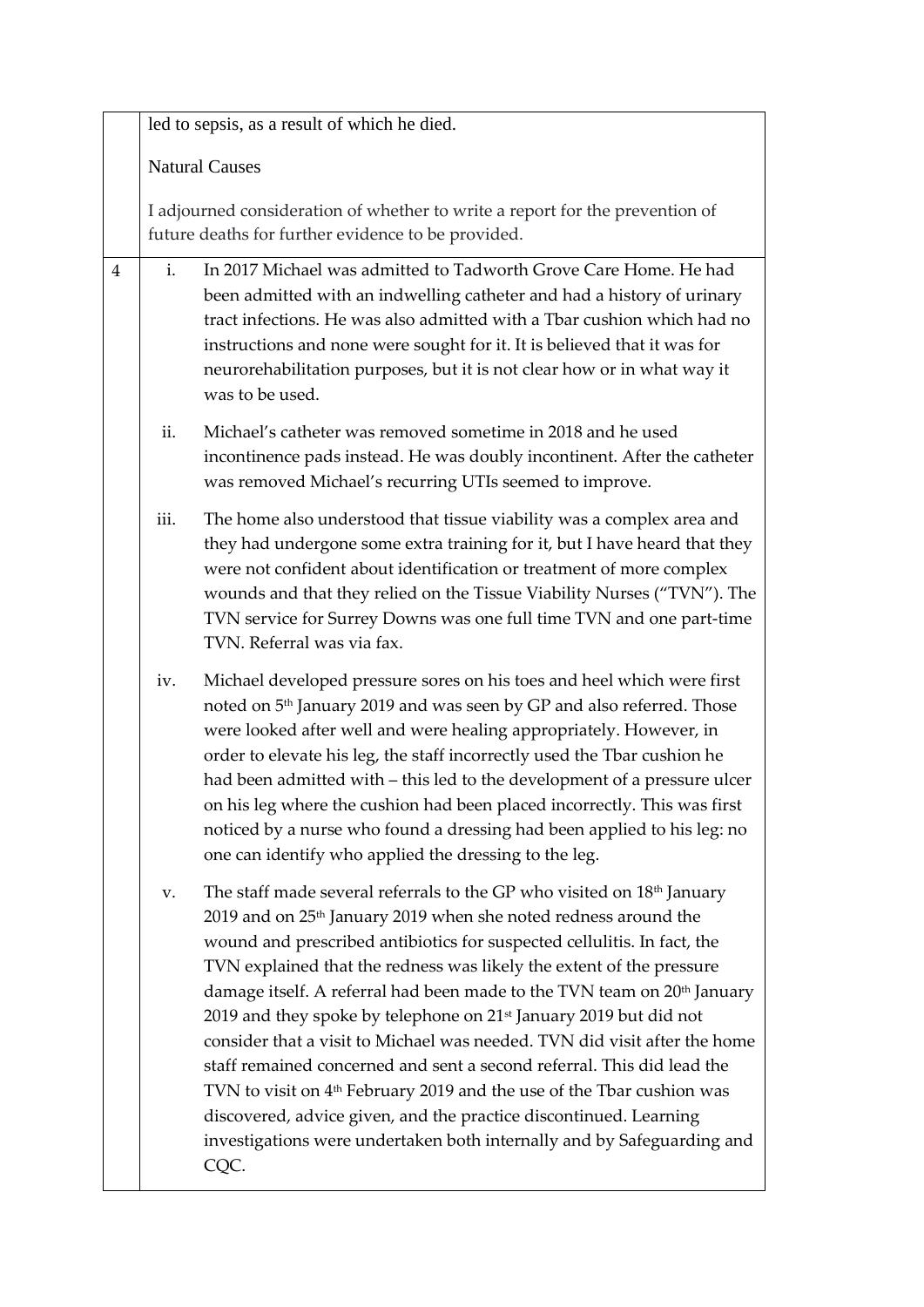| | |
|---|---|
| | led to sepsis, as a result of which he died.<br><br>Natural Causes<br><br>I adjourned consideration of whether to write a report for the prevention of future deaths for further evidence to be provided. |
| 4 | i. In 2017 Michael was admitted to Tadworth Grove Care Home. He had been admitted with an indwelling catheter and had a history of urinary tract infections. He was also admitted with a Tbar cushion which had no instructions and none were sought for it. It is believed that it was for neurorehabilitation purposes, but it is not clear how or in what way it was to be used.<br><br>ii. Michael's catheter was removed sometime in 2018 and he used incontinence pads instead. He was doubly incontinent. After the catheter was removed Michael's recurring UTIs seemed to improve.<br><br>iii. The home also understood that tissue viability was a complex area and they had undergone some extra training for it, but I have heard that they were not confident about identification or treatment of more complex wounds and that they relied on the Tissue Viability Nurses ("TVN"). The TVN service for Surrey Downs was one full time TVN and one part-time TVN. Referral was via fax.<br><br>iv. Michael developed pressure sores on his toes and heel which were first noted on 5th January 2019 and was seen by GP and also referred. Those were looked after well and were healing appropriately. However, in order to elevate his leg, the staff incorrectly used the Tbar cushion he had been admitted with – this led to the development of a pressure ulcer on his leg where the cushion had been placed incorrectly. This was first noticed by a nurse who found a dressing had been applied to his leg: no one can identify who applied the dressing to the leg.<br><br>v. The staff made several referrals to the GP who visited on 18th January 2019 and on 25th January 2019 when she noted redness around the wound and prescribed antibiotics for suspected cellulitis. In fact, the TVN explained that the redness was likely the extent of the pressure damage itself. A referral had been made to the TVN team on 20th January 2019 and they spoke by telephone on 21st January 2019 but did not consider that a visit to Michael was needed. TVN did visit after the home staff remained concerned and sent a second referral. This did lead the TVN to visit on 4th February 2019 and the use of the Tbar cushion was discovered, advice given, and the practice discontinued. Learning investigations were undertaken both internally and by Safeguarding and CQC. |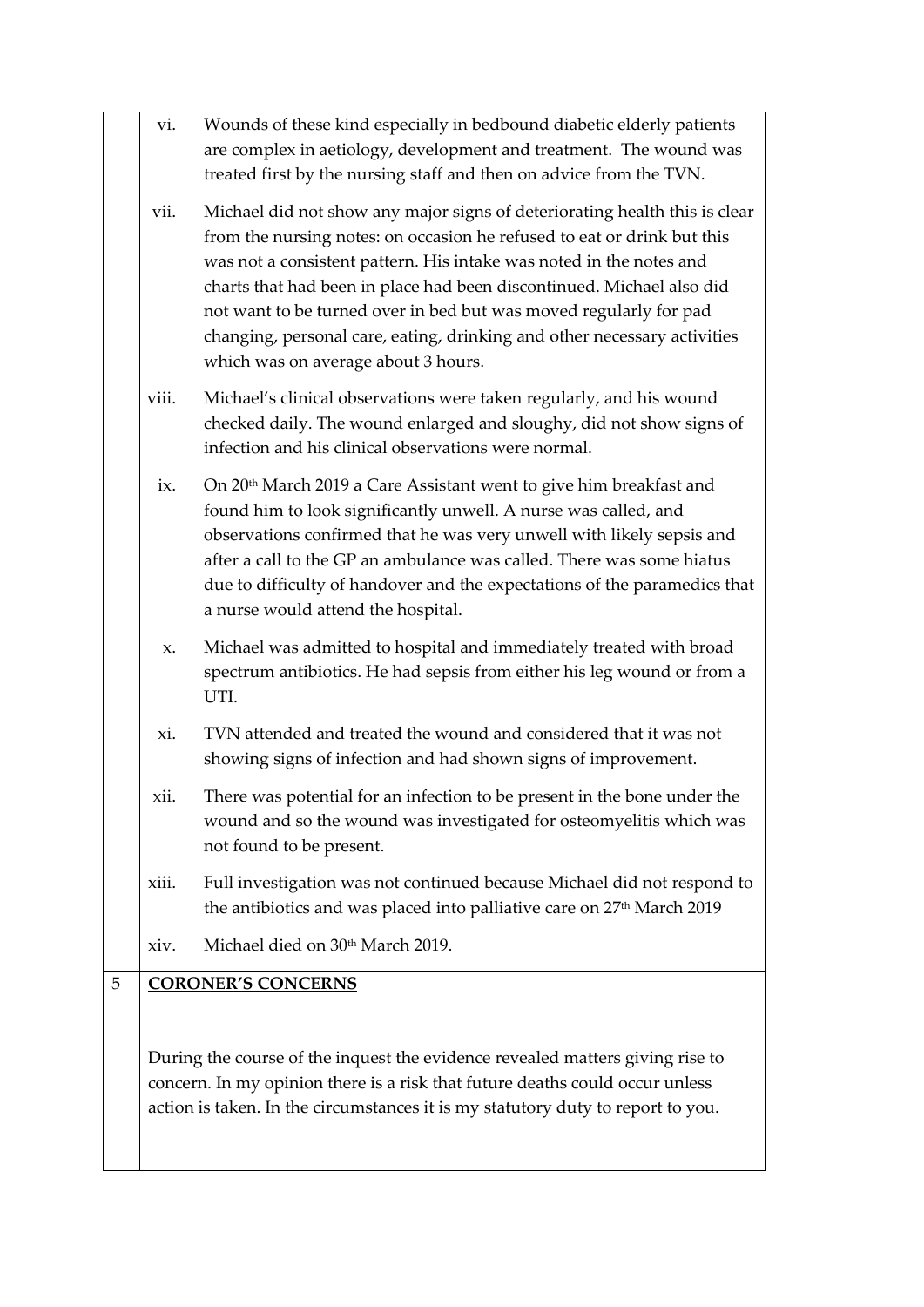vi. Wounds of these kind especially in bedbound diabetic elderly patients are complex in aetiology, development and treatment. The wound was treated first by the nursing staff and then on advice from the TVN.

vii. Michael did not show any major signs of deteriorating health this is clear from the nursing notes: on occasion he refused to eat or drink but this was not a consistent pattern. His intake was noted in the notes and charts that had been in place had been discontinued. Michael also did not want to be turned over in bed but was moved regularly for pad changing, personal care, eating, drinking and other necessary activities which was on average about 3 hours.

viii. Michael's clinical observations were taken regularly, and his wound checked daily. The wound enlarged and sloughy, did not show signs of infection and his clinical observations were normal.

ix. On 20th March 2019 a Care Assistant went to give him breakfast and found him to look significantly unwell. A nurse was called, and observations confirmed that he was very unwell with likely sepsis and after a call to the GP an ambulance was called. There was some hiatus due to difficulty of handover and the expectations of the paramedics that a nurse would attend the hospital.

x. Michael was admitted to hospital and immediately treated with broad spectrum antibiotics. He had sepsis from either his leg wound or from a UTI.

xi. TVN attended and treated the wound and considered that it was not showing signs of infection and had shown signs of improvement.

xii. There was potential for an infection to be present in the bone under the wound and so the wound was investigated for osteomyelitis which was not found to be present.

xiii. Full investigation was not continued because Michael did not respond to the antibiotics and was placed into palliative care on 27th March 2019

xiv. Michael died on 30th March 2019.

## 5 CORONER'S CONCERNS

During the course of the inquest the evidence revealed matters giving rise to concern. In my opinion there is a risk that future deaths could occur unless action is taken. In the circumstances it is my statutory duty to report to you.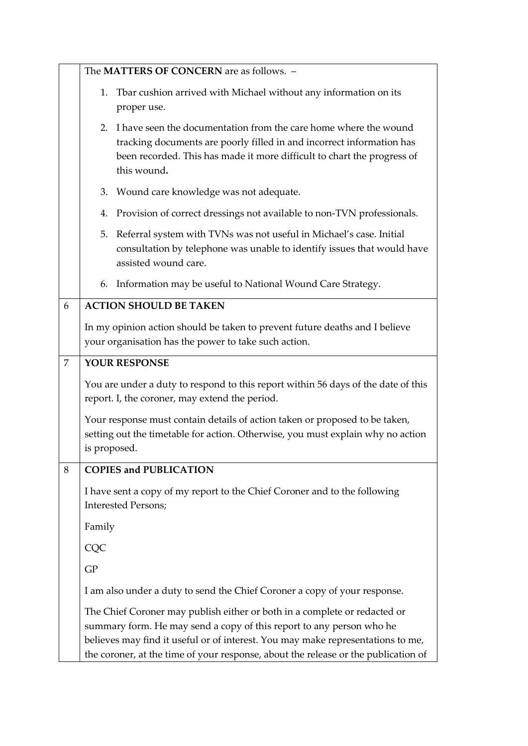The **MATTERS OF CONCERN** are as follows. –

1. Tbar cushion arrived with Michael without any information on its proper use.
2. I have seen the documentation from the care home where the wound tracking documents are poorly filled in and incorrect information has been recorded. This has made it more difficult to chart the progress of this wound**.**
3. Wound care knowledge was not adequate.
4. Provision of correct dressings not available to non-TVN professionals.
5. Referral system with TVNs was not useful in Michael's case. Initial consultation by telephone was unable to identify issues that would have assisted wound care.
6. Information may be useful to National Wound Care Strategy.

## 6 ACTION SHOULD BE TAKEN

In my opinion action should be taken to prevent future deaths and I believe your organisation has the power to take such action.

## 7 YOUR RESPONSE

You are under a duty to respond to this report within 56 days of the date of this report. I, the coroner, may extend the period.

Your response must contain details of action taken or proposed to be taken, setting out the timetable for action. Otherwise, you must explain why no action is proposed.

## 8 COPIES and PUBLICATION

I have sent a copy of my report to the Chief Coroner and to the following Interested Persons;

Family

CQC

GP

I am also under a duty to send the Chief Coroner a copy of your response.

The Chief Coroner may publish either or both in a complete or redacted or summary form. He may send a copy of this report to any person who he believes may find it useful or of interest. You may make representations to me, the coroner, at the time of your response, about the release or the publication of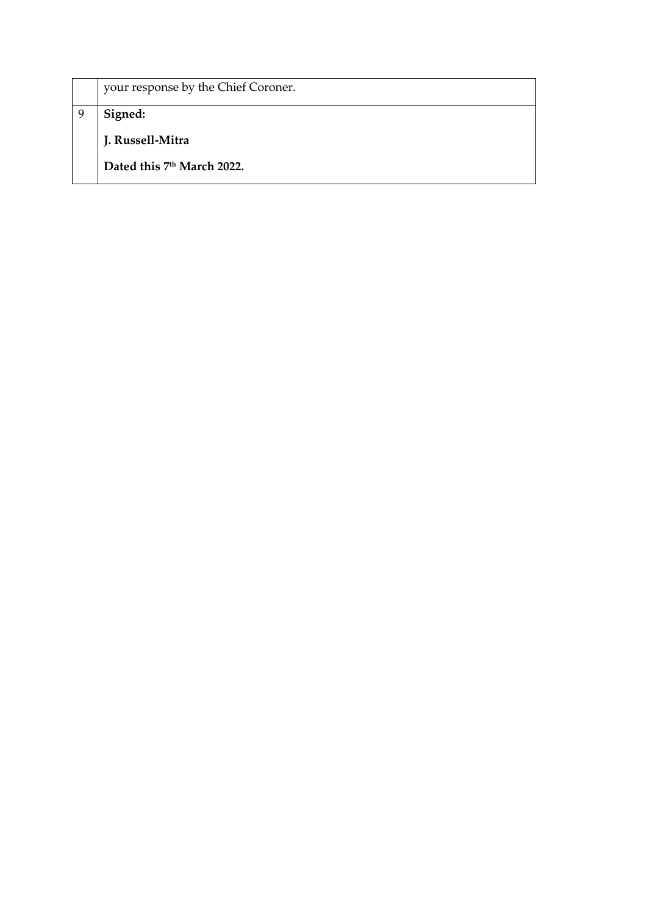| | |
|---|---|
| | your response by the Chief Coroner. |
| 9 | **Signed:**<br><br>**J. Russell-Mitra**<br><br>**Dated this 7th March 2022.** |